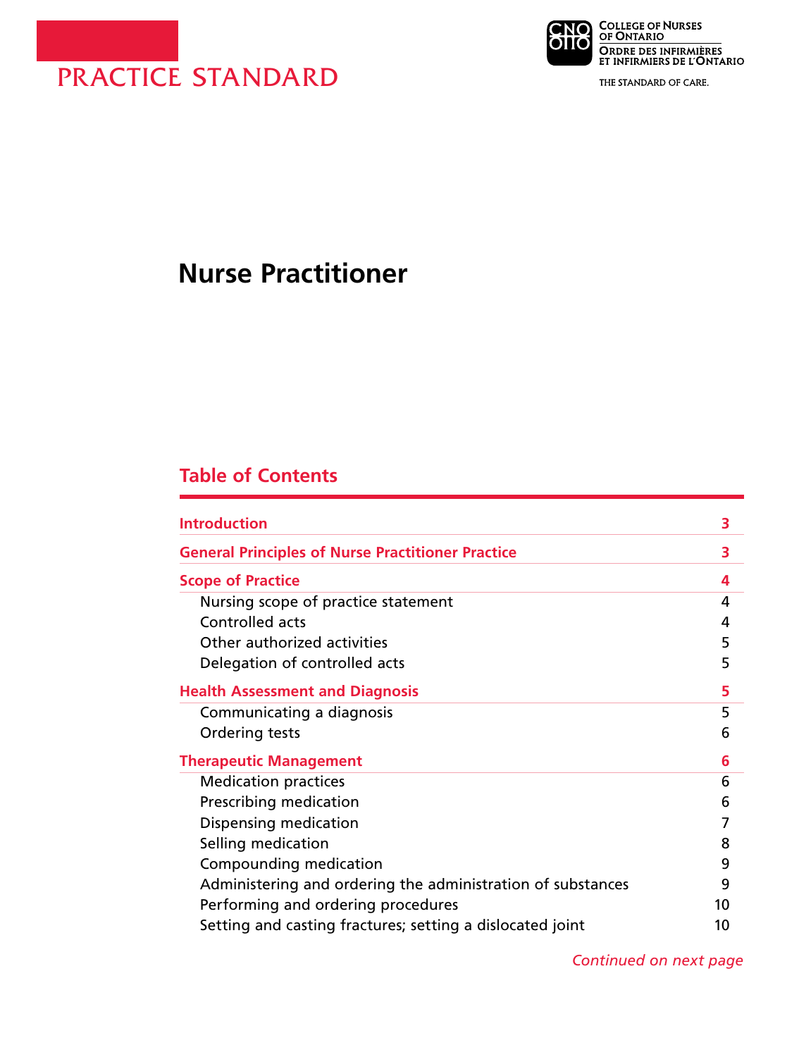# PRACTICE STANDARD

College of Nurses of Ontario
Ordre des infirmières et infirmiers de l'Ontario

THE STANDARD OF CARE.

# Nurse Practitioner

## Table of Contents

| | |
|---|---|
| **Introduction** | **3** |
| **General Principles of Nurse Practitioner Practice** | **3** |
| **Scope of Practice** | **4** |
| Nursing scope of practice statement | 4 |
| Controlled acts | 4 |
| Other authorized activities | 5 |
| Delegation of controlled acts | 5 |
| **Health Assessment and Diagnosis** | **5** |
| Communicating a diagnosis | 5 |
| Ordering tests | 6 |
| **Therapeutic Management** | **6** |
| Medication practices | 6 |
| Prescribing medication | 6 |
| Dispensing medication | 7 |
| Selling medication | 8 |
| Compounding medication | 9 |
| Administering and ordering the administration of substances | 9 |
| Performing and ordering procedures | 10 |
| Setting and casting fractures; setting a dislocated joint | 10 |

*Continued on next page*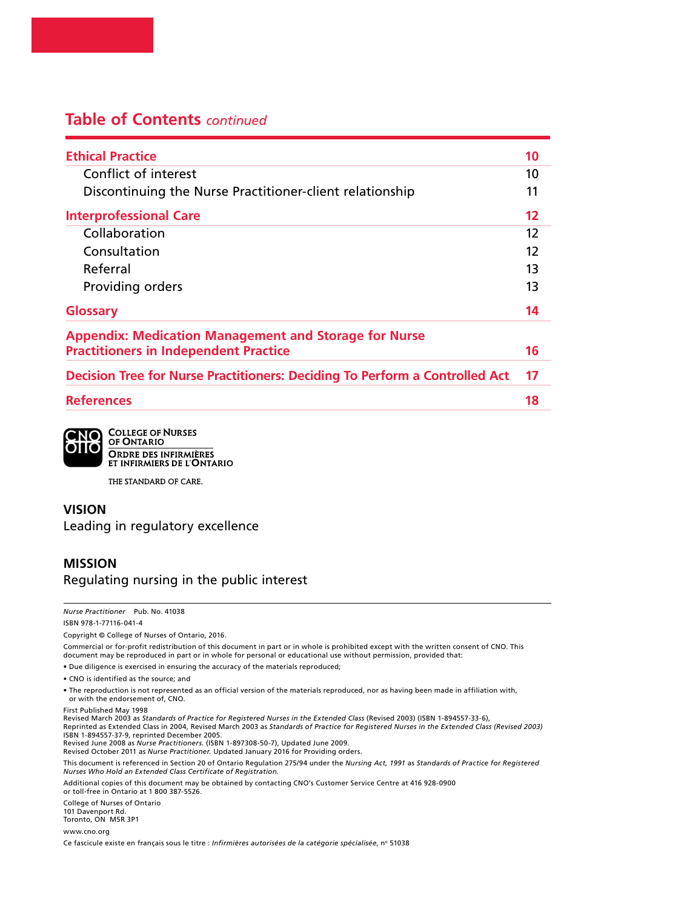## Table of Contents *continued*

| | |
|---|---|
| **Ethical Practice** | **10** |
| Conflict of interest | 10 |
| Discontinuing the Nurse Practitioner-client relationship | 11 |
| **Interprofessional Care** | **12** |
| Collaboration | 12 |
| Consultation | 12 |
| Referral | 13 |
| Providing orders | 13 |
| **Glossary** | **14** |
| **Appendix: Medication Management and Storage for Nurse Practitioners in Independent Practice** | **16** |
| **Decision Tree for Nurse Practitioners: Deciding To Perform a Controlled Act** | **17** |
| **References** | **18** |

COLLEGE OF NURSES OF ONTARIO
ORDRE DES INFIRMIÈRES ET INFIRMIERS DE L'ONTARIO

THE STANDARD OF CARE.

**VISION**
Leading in regulatory excellence

**MISSION**
Regulating nursing in the public interest

*Nurse Practitioner* Pub. No. 41038

ISBN 978-1-77116-041-4

Copyright © College of Nurses of Ontario, 2016.

Commercial or for-profit redistribution of this document in part or in whole is prohibited except with the written consent of CNO. This document may be reproduced in part or in whole for personal or educational use without permission, provided that:

- Due diligence is exercised in ensuring the accuracy of the materials reproduced;
- CNO is identified as the source; and
- The reproduction is not represented as an official version of the materials reproduced, nor as having been made in affiliation with, or with the endorsement of, CNO.

First Published May 1998
Revised March 2003 as *Standards of Practice for Registered Nurses in the Extended Class* (Revised 2003) (ISBN 1-894557-33-6),
Reprinted as Extended Class in 2004, Revised March 2003 as *Standards of Practice for Registered Nurses in the Extended Class (Revised 2003)* ISBN 1-894557-37-9, reprinted December 2005.
Revised June 2008 as *Nurse Practitioners.* (ISBN 1-897308-50-7), Updated June 2009.
Revised October 2011 as *Nurse Practitioner.* Updated January 2016 for Providing orders.

This document is referenced in Section 20 of Ontario Regulation 275/94 under the *Nursing Act, 1991* as *Standards of Practice for Registered Nurses Who Hold an Extended Class Certificate of Registration.*

Additional copies of this document may be obtained by contacting CNO's Customer Service Centre at 416 928-0900 or toll-free in Ontario at 1 800 387-5526.

College of Nurses of Ontario
101 Davenport Rd.
Toronto, ON M5R 3P1

www.cno.org

Ce fascicule existe en français sous le titre : *Infirmières autorisées de la catégorie spécialisée*, nº 51038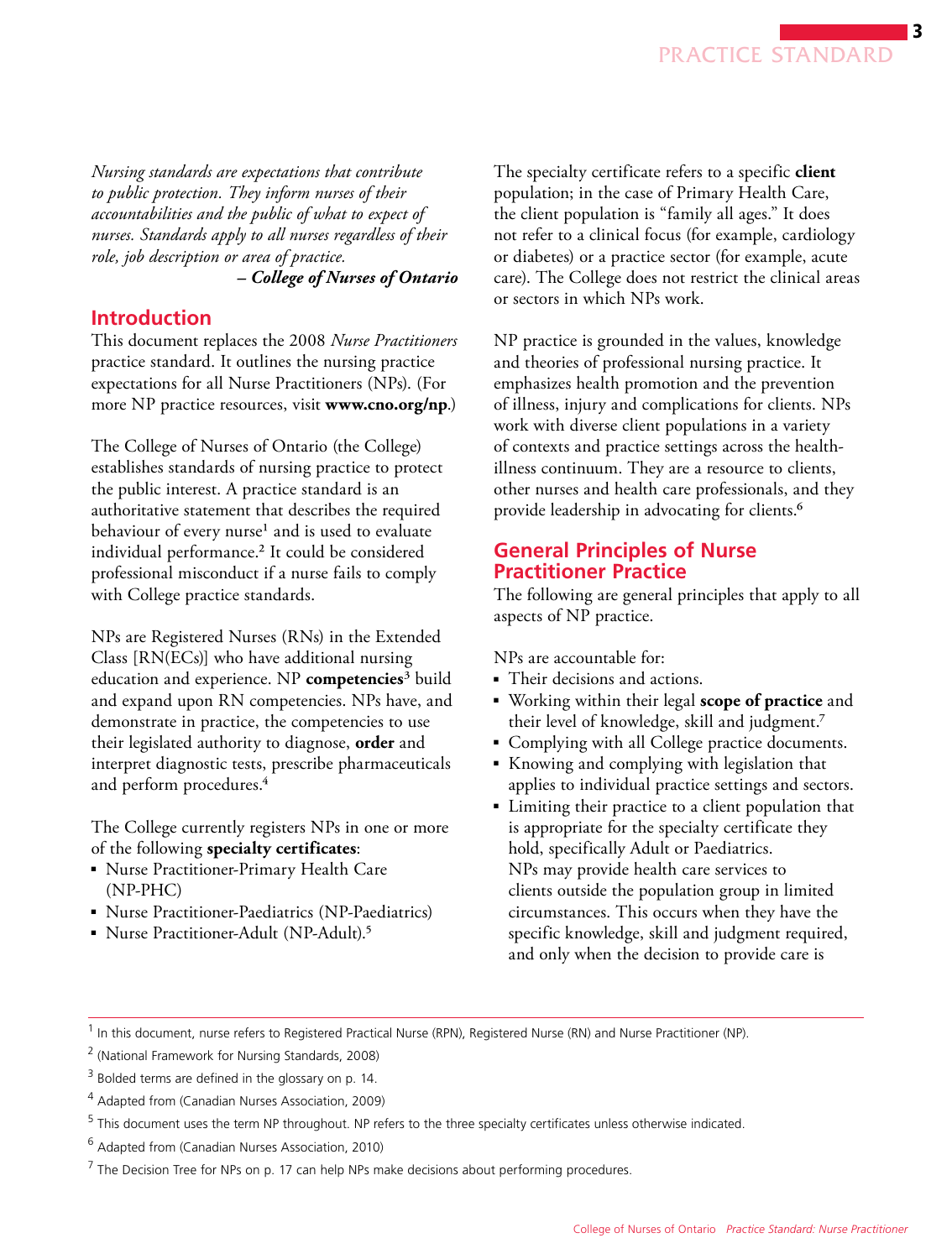*Nursing standards are expectations that contribute to public protection. They inform nurses of their accountabilities and the public of what to expect of nurses. Standards apply to all nurses regardless of their role, job description or area of practice.*

***– College of Nurses of Ontario***

## Introduction

This document replaces the 2008 *Nurse Practitioners* practice standard. It outlines the nursing practice expectations for all Nurse Practitioners (NPs). (For more NP practice resources, visit **www.cno.org/np**.)

The College of Nurses of Ontario (the College) establishes standards of nursing practice to protect the public interest. A practice standard is an authoritative statement that describes the required behaviour of every nurse[1] and is used to evaluate individual performance.[2] It could be considered professional misconduct if a nurse fails to comply with College practice standards.

NPs are Registered Nurses (RNs) in the Extended Class [RN(ECs)] who have additional nursing education and experience. NP **competencies**[3] build and expand upon RN competencies. NPs have, and demonstrate in practice, the competencies to use their legislated authority to diagnose, **order** and interpret diagnostic tests, prescribe pharmaceuticals and perform procedures.[4]

The College currently registers NPs in one or more of the following **specialty certificates**:

- Nurse Practitioner-Primary Health Care (NP-PHC)
- Nurse Practitioner-Paediatrics (NP-Paediatrics)
- Nurse Practitioner-Adult (NP-Adult).[5]

The specialty certificate refers to a specific **client** population; in the case of Primary Health Care, the client population is "family all ages." It does not refer to a clinical focus (for example, cardiology or diabetes) or a practice sector (for example, acute care). The College does not restrict the clinical areas or sectors in which NPs work.

NP practice is grounded in the values, knowledge and theories of professional nursing practice. It emphasizes health promotion and the prevention of illness, injury and complications for clients. NPs work with diverse client populations in a variety of contexts and practice settings across the health-illness continuum. They are a resource to clients, other nurses and health care professionals, and they provide leadership in advocating for clients.[6]

## General Principles of Nurse Practitioner Practice

The following are general principles that apply to all aspects of NP practice.

NPs are accountable for:

- Their decisions and actions.
- Working within their legal **scope of practice** and their level of knowledge, skill and judgment.[7]
- Complying with all College practice documents.
- Knowing and complying with legislation that applies to individual practice settings and sectors.
- Limiting their practice to a client population that is appropriate for the specialty certificate they hold, specifically Adult or Paediatrics. NPs may provide health care services to clients outside the population group in limited circumstances. This occurs when they have the specific knowledge, skill and judgment required, and only when the decision to provide care is

---

[1] In this document, nurse refers to Registered Practical Nurse (RPN), Registered Nurse (RN) and Nurse Practitioner (NP).

[2] (National Framework for Nursing Standards, 2008)

[3] Bolded terms are defined in the glossary on p. 14.

[4] Adapted from (Canadian Nurses Association, 2009)

[5] This document uses the term NP throughout. NP refers to the three specialty certificates unless otherwise indicated.

[6] Adapted from (Canadian Nurses Association, 2010)

[7] The Decision Tree for NPs on p. 17 can help NPs make decisions about performing procedures.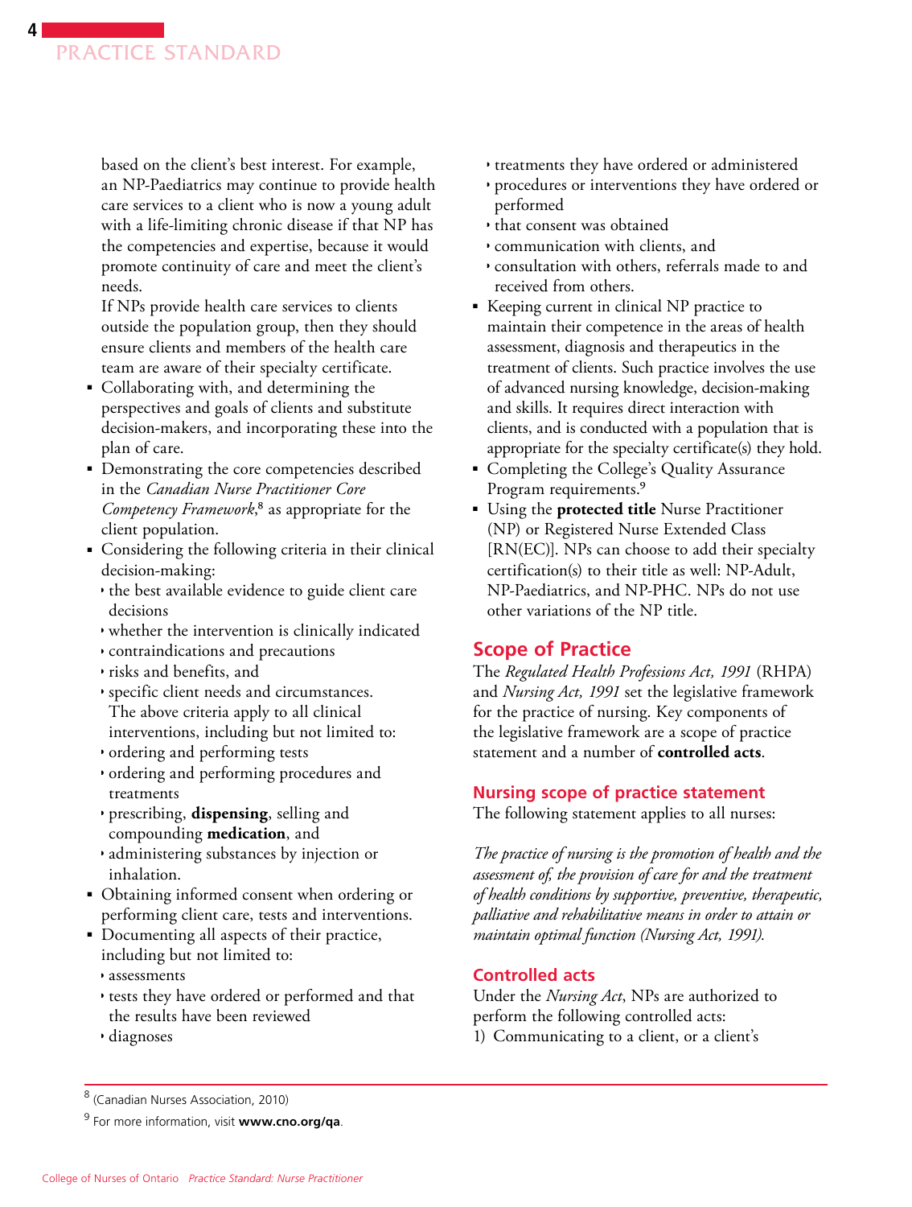based on the client's best interest. For example, an NP-Paediatrics may continue to provide health care services to a client who is now a young adult with a life-limiting chronic disease if that NP has the competencies and expertise, because it would promote continuity of care and meet the client's needs.

If NPs provide health care services to clients outside the population group, then they should ensure clients and members of the health care team are aware of their specialty certificate.

- Collaborating with, and determining the perspectives and goals of clients and substitute decision-makers, and incorporating these into the plan of care.
- Demonstrating the core competencies described in the *Canadian Nurse Practitioner Core Competency Framework*,[8] as appropriate for the client population.
- Considering the following criteria in their clinical decision-making:
  - the best available evidence to guide client care decisions
  - whether the intervention is clinically indicated
  - contraindications and precautions
  - risks and benefits, and
  - specific client needs and circumstances.

  The above criteria apply to all clinical interventions, including but not limited to:
  - ordering and performing tests
  - ordering and performing procedures and treatments
  - prescribing, **dispensing**, selling and compounding **medication**, and
  - administering substances by injection or inhalation.
- Obtaining informed consent when ordering or performing client care, tests and interventions.
- Documenting all aspects of their practice, including but not limited to:
  - assessments
  - tests they have ordered or performed and that the results have been reviewed
  - diagnoses
  - treatments they have ordered or administered
  - procedures or interventions they have ordered or performed
  - that consent was obtained
  - communication with clients, and
  - consultation with others, referrals made to and received from others.
- Keeping current in clinical NP practice to maintain their competence in the areas of health assessment, diagnosis and therapeutics in the treatment of clients. Such practice involves the use of advanced nursing knowledge, decision-making and skills. It requires direct interaction with clients, and is conducted with a population that is appropriate for the specialty certificate(s) they hold.
- Completing the College's Quality Assurance Program requirements.[9]
- Using the **protected title** Nurse Practitioner (NP) or Registered Nurse Extended Class [RN(EC)]. NPs can choose to add their specialty certification(s) to their title as well: NP-Adult, NP-Paediatrics, and NP-PHC. NPs do not use other variations of the NP title.

## Scope of Practice

The *Regulated Health Professions Act, 1991* (RHPA) and *Nursing Act, 1991* set the legislative framework for the practice of nursing. Key components of the legislative framework are a scope of practice statement and a number of **controlled acts**.

### Nursing scope of practice statement

The following statement applies to all nurses:

*The practice of nursing is the promotion of health and the assessment of, the provision of care for and the treatment of health conditions by supportive, preventive, therapeutic, palliative and rehabilitative means in order to attain or maintain optimal function (Nursing Act, 1991).*

### Controlled acts

Under the *Nursing Act*, NPs are authorized to perform the following controlled acts:

1) Communicating to a client, or a client's

---

[8] (Canadian Nurses Association, 2010)

[9] For more information, visit **www.cno.org/qa**.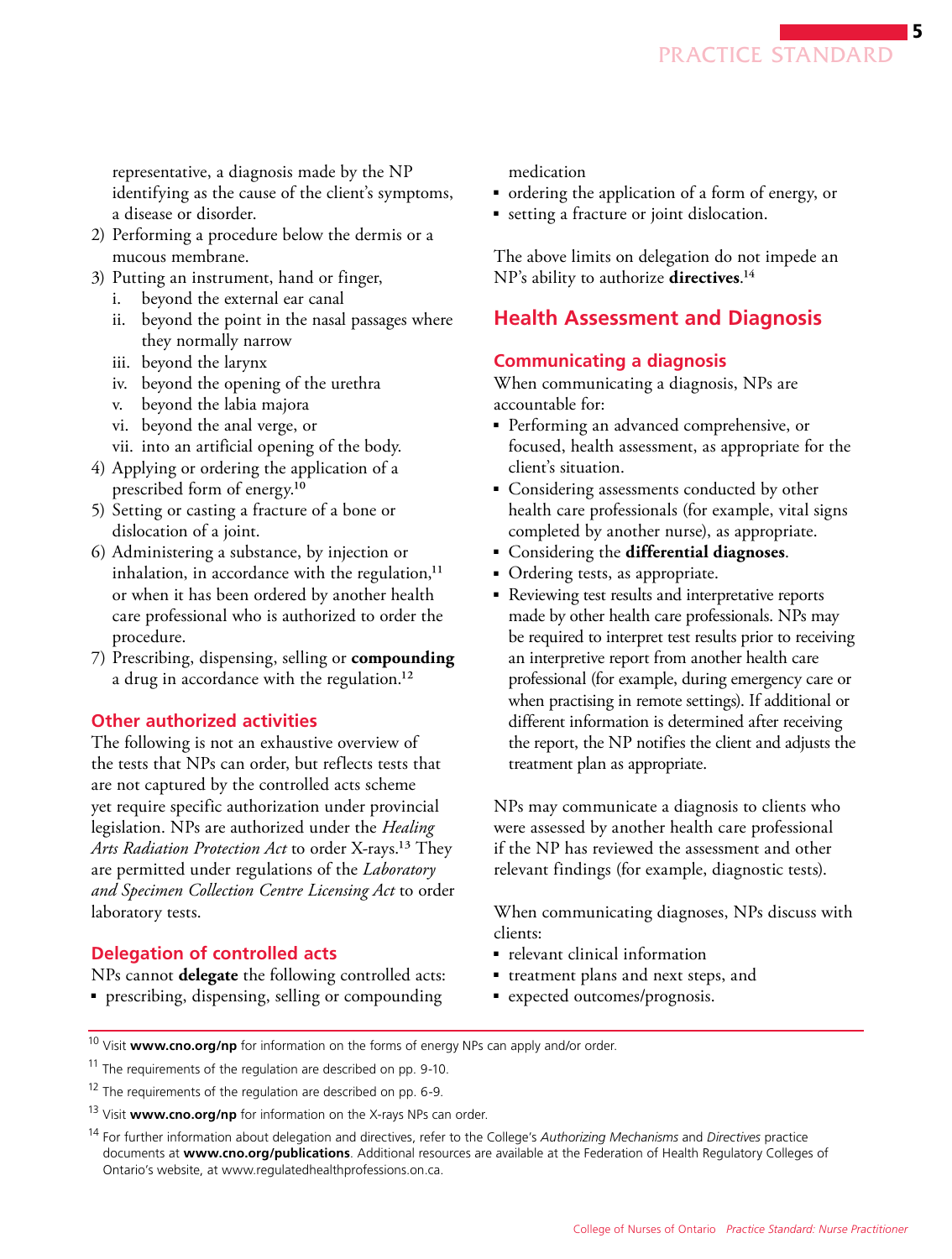representative, a diagnosis made by the NP identifying as the cause of the client's symptoms, a disease or disorder.

2) Performing a procedure below the dermis or a mucous membrane.
3) Putting an instrument, hand or finger,
   i. beyond the external ear canal
   ii. beyond the point in the nasal passages where they normally narrow
   iii. beyond the larynx
   iv. beyond the opening of the urethra
   v. beyond the labia majora
   vi. beyond the anal verge, or
   vii. into an artificial opening of the body.
4) Applying or ordering the application of a prescribed form of energy.[10]
5) Setting or casting a fracture of a bone or dislocation of a joint.
6) Administering a substance, by injection or inhalation, in accordance with the regulation,[11] or when it has been ordered by another health care professional who is authorized to order the procedure.
7) Prescribing, dispensing, selling or **compounding** a drug in accordance with the regulation.[12]

### Other authorized activities

The following is not an exhaustive overview of the tests that NPs can order, but reflects tests that are not captured by the controlled acts scheme yet require specific authorization under provincial legislation. NPs are authorized under the *Healing Arts Radiation Protection Act* to order X-rays.[13] They are permitted under regulations of the *Laboratory and Specimen Collection Centre Licensing Act* to order laboratory tests.

### Delegation of controlled acts

NPs cannot **delegate** the following controlled acts:

- prescribing, dispensing, selling or compounding medication
- ordering the application of a form of energy, or
- setting a fracture or joint dislocation.

The above limits on delegation do not impede an NP's ability to authorize **directives**.[14]

## Health Assessment and Diagnosis

### Communicating a diagnosis

When communicating a diagnosis, NPs are accountable for:

- Performing an advanced comprehensive, or focused, health assessment, as appropriate for the client's situation.
- Considering assessments conducted by other health care professionals (for example, vital signs completed by another nurse), as appropriate.
- Considering the **differential diagnoses**.
- Ordering tests, as appropriate.
- Reviewing test results and interpretative reports made by other health care professionals. NPs may be required to interpret test results prior to receiving an interpretive report from another health care professional (for example, during emergency care or when practising in remote settings). If additional or different information is determined after receiving the report, the NP notifies the client and adjusts the treatment plan as appropriate.

NPs may communicate a diagnosis to clients who were assessed by another health care professional if the NP has reviewed the assessment and other relevant findings (for example, diagnostic tests).

When communicating diagnoses, NPs discuss with clients:

- relevant clinical information
- treatment plans and next steps, and
- expected outcomes/prognosis.

---

[10] Visit **www.cno.org/np** for information on the forms of energy NPs can apply and/or order.

[11] The requirements of the regulation are described on pp. 9-10.

[12] The requirements of the regulation are described on pp. 6-9.

[13] Visit **www.cno.org/np** for information on the X-rays NPs can order.

[14] For further information about delegation and directives, refer to the College's *Authorizing Mechanisms* and *Directives* practice documents at **www.cno.org/publications**. Additional resources are available at the Federation of Health Regulatory Colleges of Ontario's website, at www.regulatedhealthprofessions.on.ca.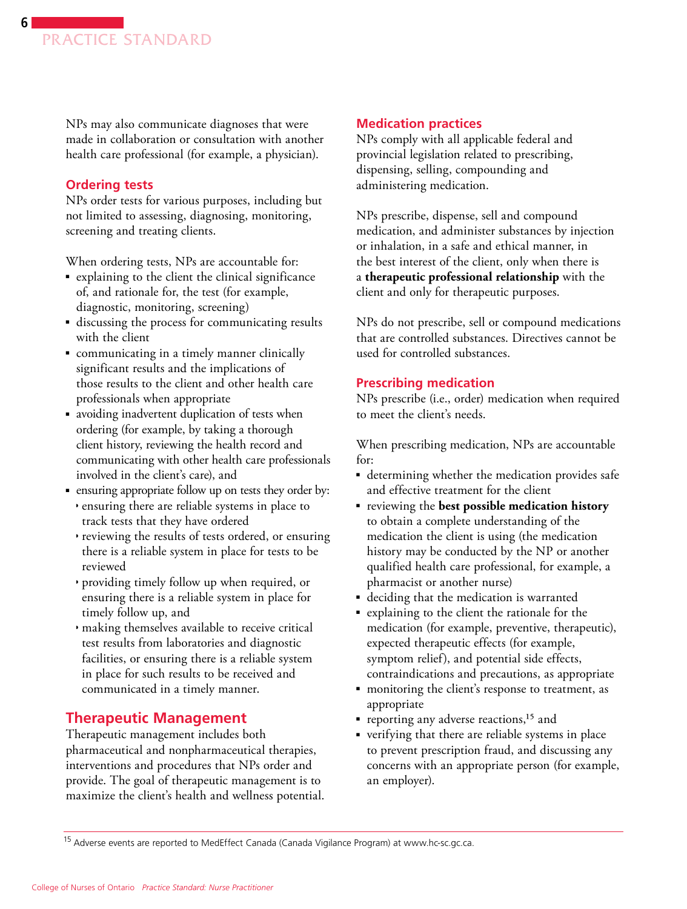NPs may also communicate diagnoses that were made in collaboration or consultation with another health care professional (for example, a physician).

### Ordering tests

NPs order tests for various purposes, including but not limited to assessing, diagnosing, monitoring, screening and treating clients.

When ordering tests, NPs are accountable for:

- explaining to the client the clinical significance of, and rationale for, the test (for example, diagnostic, monitoring, screening)
- discussing the process for communicating results with the client
- communicating in a timely manner clinically significant results and the implications of those results to the client and other health care professionals when appropriate
- avoiding inadvertent duplication of tests when ordering (for example, by taking a thorough client history, reviewing the health record and communicating with other health care professionals involved in the client's care), and
- ensuring appropriate follow up on tests they order by:
  - ensuring there are reliable systems in place to track tests that they have ordered
  - reviewing the results of tests ordered, or ensuring there is a reliable system in place for tests to be reviewed
  - providing timely follow up when required, or ensuring there is a reliable system in place for timely follow up, and
  - making themselves available to receive critical test results from laboratories and diagnostic facilities, or ensuring there is a reliable system in place for such results to be received and communicated in a timely manner.

## Therapeutic Management

Therapeutic management includes both pharmaceutical and nonpharmaceutical therapies, interventions and procedures that NPs order and provide. The goal of therapeutic management is to maximize the client's health and wellness potential.

### Medication practices

NPs comply with all applicable federal and provincial legislation related to prescribing, dispensing, selling, compounding and administering medication.

NPs prescribe, dispense, sell and compound medication, and administer substances by injection or inhalation, in a safe and ethical manner, in the best interest of the client, only when there is a **therapeutic professional relationship** with the client and only for therapeutic purposes.

NPs do not prescribe, sell or compound medications that are controlled substances. Directives cannot be used for controlled substances.

### Prescribing medication

NPs prescribe (i.e., order) medication when required to meet the client's needs.

When prescribing medication, NPs are accountable for:

- determining whether the medication provides safe and effective treatment for the client
- reviewing the **best possible medication history** to obtain a complete understanding of the medication the client is using (the medication history may be conducted by the NP or another qualified health care professional, for example, a pharmacist or another nurse)
- deciding that the medication is warranted
- explaining to the client the rationale for the medication (for example, preventive, therapeutic), expected therapeutic effects (for example, symptom relief), and potential side effects, contraindications and precautions, as appropriate
- monitoring the client's response to treatment, as appropriate
- reporting any adverse reactions,[15] and
- verifying that there are reliable systems in place to prevent prescription fraud, and discussing any concerns with an appropriate person (for example, an employer).

[15] Adverse events are reported to MedEffect Canada (Canada Vigilance Program) at www.hc-sc.gc.ca.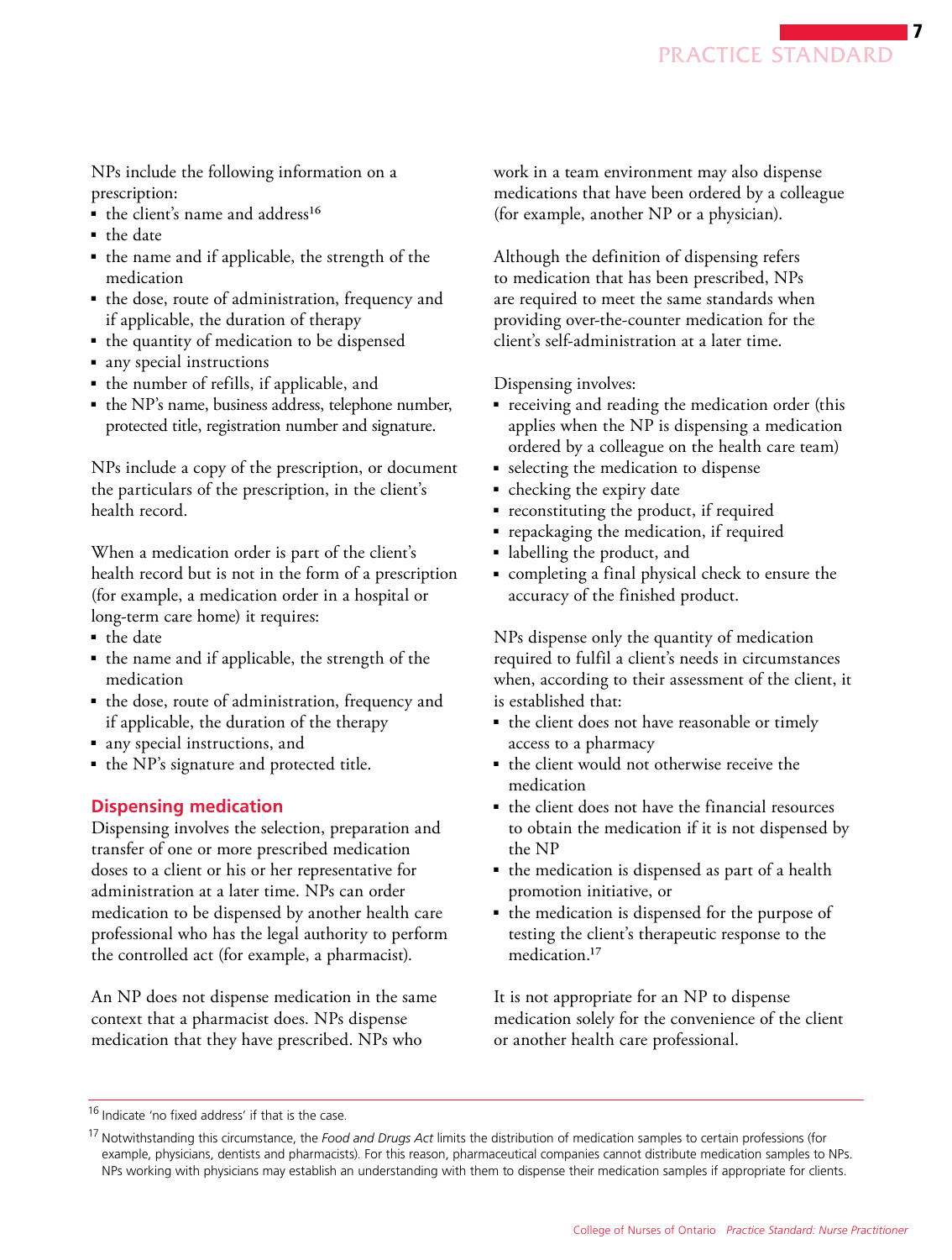NPs include the following information on a prescription:

- the client's name and address[16]
- the date
- the name and if applicable, the strength of the medication
- the dose, route of administration, frequency and if applicable, the duration of therapy
- the quantity of medication to be dispensed
- any special instructions
- the number of refills, if applicable, and
- the NP's name, business address, telephone number, protected title, registration number and signature.

NPs include a copy of the prescription, or document the particulars of the prescription, in the client's health record.

When a medication order is part of the client's health record but is not in the form of a prescription (for example, a medication order in a hospital or long-term care home) it requires:

- the date
- the name and if applicable, the strength of the medication
- the dose, route of administration, frequency and if applicable, the duration of the therapy
- any special instructions, and
- the NP's signature and protected title.

## Dispensing medication

Dispensing involves the selection, preparation and transfer of one or more prescribed medication doses to a client or his or her representative for administration at a later time. NPs can order medication to be dispensed by another health care professional who has the legal authority to perform the controlled act (for example, a pharmacist).

An NP does not dispense medication in the same context that a pharmacist does. NPs dispense medication that they have prescribed. NPs who work in a team environment may also dispense medications that have been ordered by a colleague (for example, another NP or a physician).

Although the definition of dispensing refers to medication that has been prescribed, NPs are required to meet the same standards when providing over-the-counter medication for the client's self-administration at a later time.

Dispensing involves:

- receiving and reading the medication order (this applies when the NP is dispensing a medication ordered by a colleague on the health care team)
- selecting the medication to dispense
- checking the expiry date
- reconstituting the product, if required
- repackaging the medication, if required
- labelling the product, and
- completing a final physical check to ensure the accuracy of the finished product.

NPs dispense only the quantity of medication required to fulfil a client's needs in circumstances when, according to their assessment of the client, it is established that:

- the client does not have reasonable or timely access to a pharmacy
- the client would not otherwise receive the medication
- the client does not have the financial resources to obtain the medication if it is not dispensed by the NP
- the medication is dispensed as part of a health promotion initiative, or
- the medication is dispensed for the purpose of testing the client's therapeutic response to the medication.[17]

It is not appropriate for an NP to dispense medication solely for the convenience of the client or another health care professional.

---

[16] Indicate 'no fixed address' if that is the case.

[17] Notwithstanding this circumstance, the *Food and Drugs Act* limits the distribution of medication samples to certain professions (for example, physicians, dentists and pharmacists). For this reason, pharmaceutical companies cannot distribute medication samples to NPs. NPs working with physicians may establish an understanding with them to dispense their medication samples if appropriate for clients.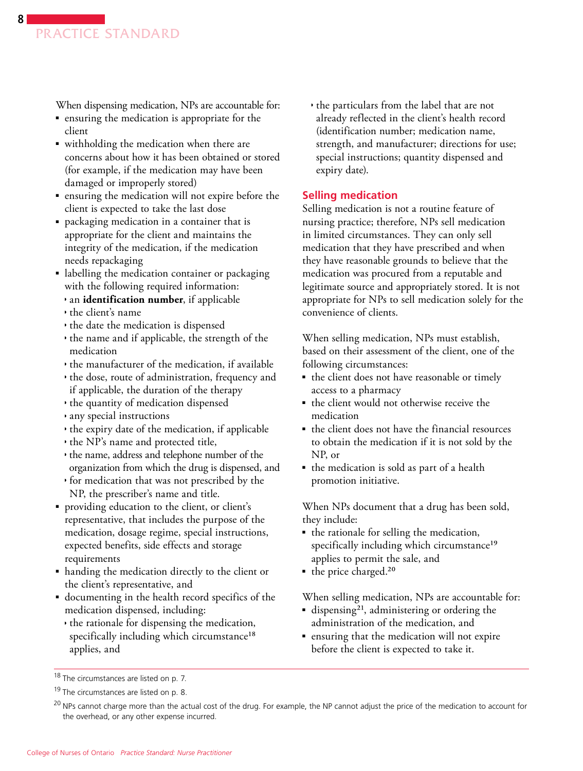When dispensing medication, NPs are accountable for:

- ensuring the medication is appropriate for the client
- withholding the medication when there are concerns about how it has been obtained or stored (for example, if the medication may have been damaged or improperly stored)
- ensuring the medication will not expire before the client is expected to take the last dose
- packaging medication in a container that is appropriate for the client and maintains the integrity of the medication, if the medication needs repackaging
- labelling the medication container or packaging with the following required information:
  - an **identification number**, if applicable
  - the client's name
  - the date the medication is dispensed
  - the name and if applicable, the strength of the medication
  - the manufacturer of the medication, if available
  - the dose, route of administration, frequency and if applicable, the duration of the therapy
  - the quantity of medication dispensed
  - any special instructions
  - the expiry date of the medication, if applicable
  - the NP's name and protected title,
  - the name, address and telephone number of the organization from which the drug is dispensed, and
  - for medication that was not prescribed by the NP, the prescriber's name and title.
- providing education to the client, or client's representative, that includes the purpose of the medication, dosage regime, special instructions, expected benefits, side effects and storage requirements
- handing the medication directly to the client or the client's representative, and
- documenting in the health record specifics of the medication dispensed, including:
  - the rationale for dispensing the medication, specifically including which circumstance[18] applies, and
  - the particulars from the label that are not already reflected in the client's health record (identification number; medication name, strength, and manufacturer; directions for use; special instructions; quantity dispensed and expiry date).

## Selling medication

Selling medication is not a routine feature of nursing practice; therefore, NPs sell medication in limited circumstances. They can only sell medication that they have prescribed and when they have reasonable grounds to believe that the medication was procured from a reputable and legitimate source and appropriately stored. It is not appropriate for NPs to sell medication solely for the convenience of clients.

When selling medication, NPs must establish, based on their assessment of the client, one of the following circumstances:

- the client does not have reasonable or timely access to a pharmacy
- the client would not otherwise receive the medication
- the client does not have the financial resources to obtain the medication if it is not sold by the NP, or
- the medication is sold as part of a health promotion initiative.

When NPs document that a drug has been sold, they include:

- the rationale for selling the medication, specifically including which circumstance[19] applies to permit the sale, and
- the price charged.[20]

When selling medication, NPs are accountable for:

- dispensing[21], administering or ordering the administration of the medication, and
- ensuring that the medication will not expire before the client is expected to take it.

---

[18] The circumstances are listed on p. 7.

[19] The circumstances are listed on p. 8.

[20] NPs cannot charge more than the actual cost of the drug. For example, the NP cannot adjust the price of the medication to account for the overhead, or any other expense incurred.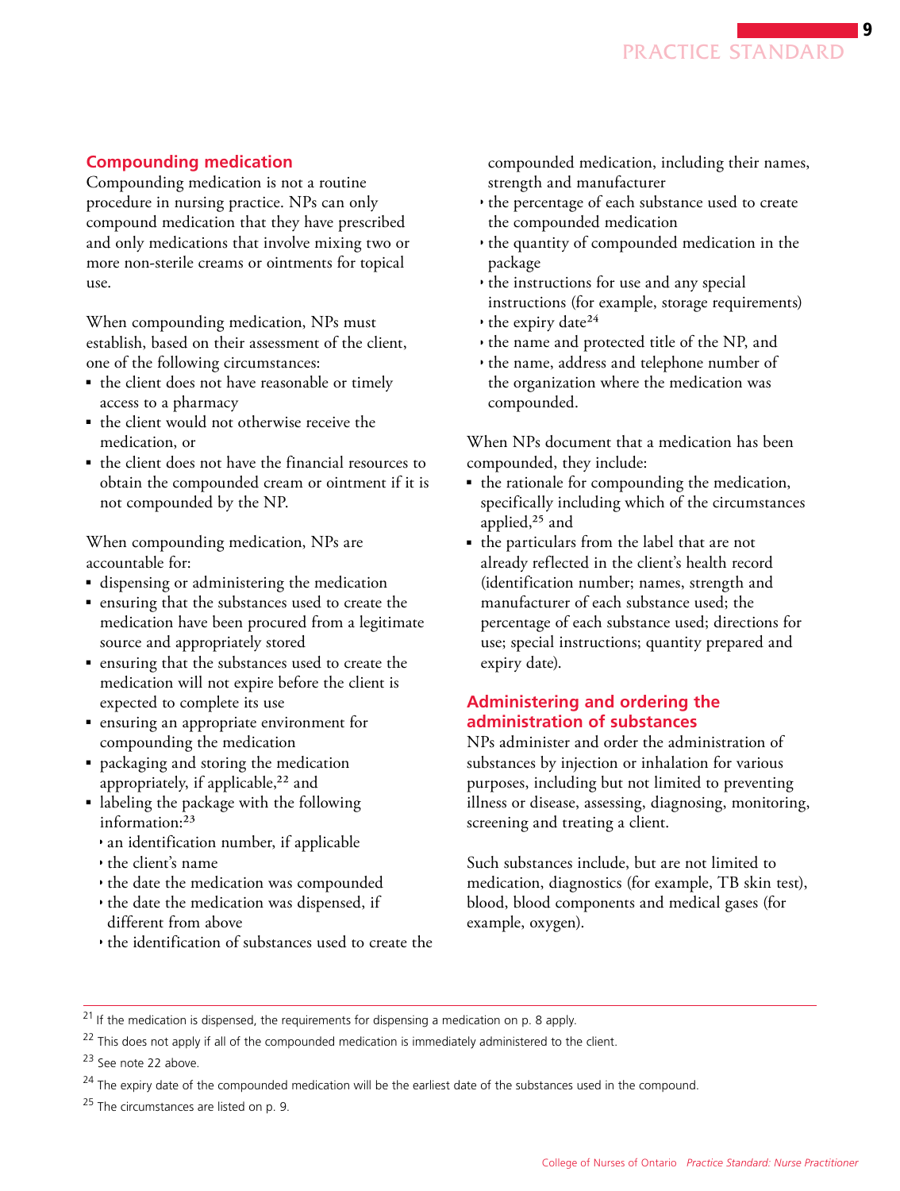## Compounding medication

Compounding medication is not a routine procedure in nursing practice. NPs can only compound medication that they have prescribed and only medications that involve mixing two or more non-sterile creams or ointments for topical use.

When compounding medication, NPs must establish, based on their assessment of the client, one of the following circumstances:

- the client does not have reasonable or timely access to a pharmacy
- the client would not otherwise receive the medication, or
- the client does not have the financial resources to obtain the compounded cream or ointment if it is not compounded by the NP.

When compounding medication, NPs are accountable for:

- dispensing or administering the medication
- ensuring that the substances used to create the medication have been procured from a legitimate source and appropriately stored
- ensuring that the substances used to create the medication will not expire before the client is expected to complete its use
- ensuring an appropriate environment for compounding the medication
- packaging and storing the medication appropriately, if applicable,[22] and
- labeling the package with the following information:[23]
  - an identification number, if applicable
  - the client's name
  - the date the medication was compounded
  - the date the medication was dispensed, if different from above
  - the identification of substances used to create the compounded medication, including their names, strength and manufacturer
  - the percentage of each substance used to create the compounded medication
  - the quantity of compounded medication in the package
  - the instructions for use and any special instructions (for example, storage requirements)
  - the expiry date[24]
  - the name and protected title of the NP, and
  - the name, address and telephone number of the organization where the medication was compounded.

When NPs document that a medication has been compounded, they include:

- the rationale for compounding the medication, specifically including which of the circumstances applied,[25] and
- the particulars from the label that are not already reflected in the client's health record (identification number; names, strength and manufacturer of each substance used; the percentage of each substance used; directions for use; special instructions; quantity prepared and expiry date).

## Administering and ordering the administration of substances

NPs administer and order the administration of substances by injection or inhalation for various purposes, including but not limited to preventing illness or disease, assessing, diagnosing, monitoring, screening and treating a client.

Such substances include, but are not limited to medication, diagnostics (for example, TB skin test), blood, blood components and medical gases (for example, oxygen).

---

[21] If the medication is dispensed, the requirements for dispensing a medication on p. 8 apply.

[22] This does not apply if all of the compounded medication is immediately administered to the client.

[23] See note 22 above.

[24] The expiry date of the compounded medication will be the earliest date of the substances used in the compound.

[25] The circumstances are listed on p. 9.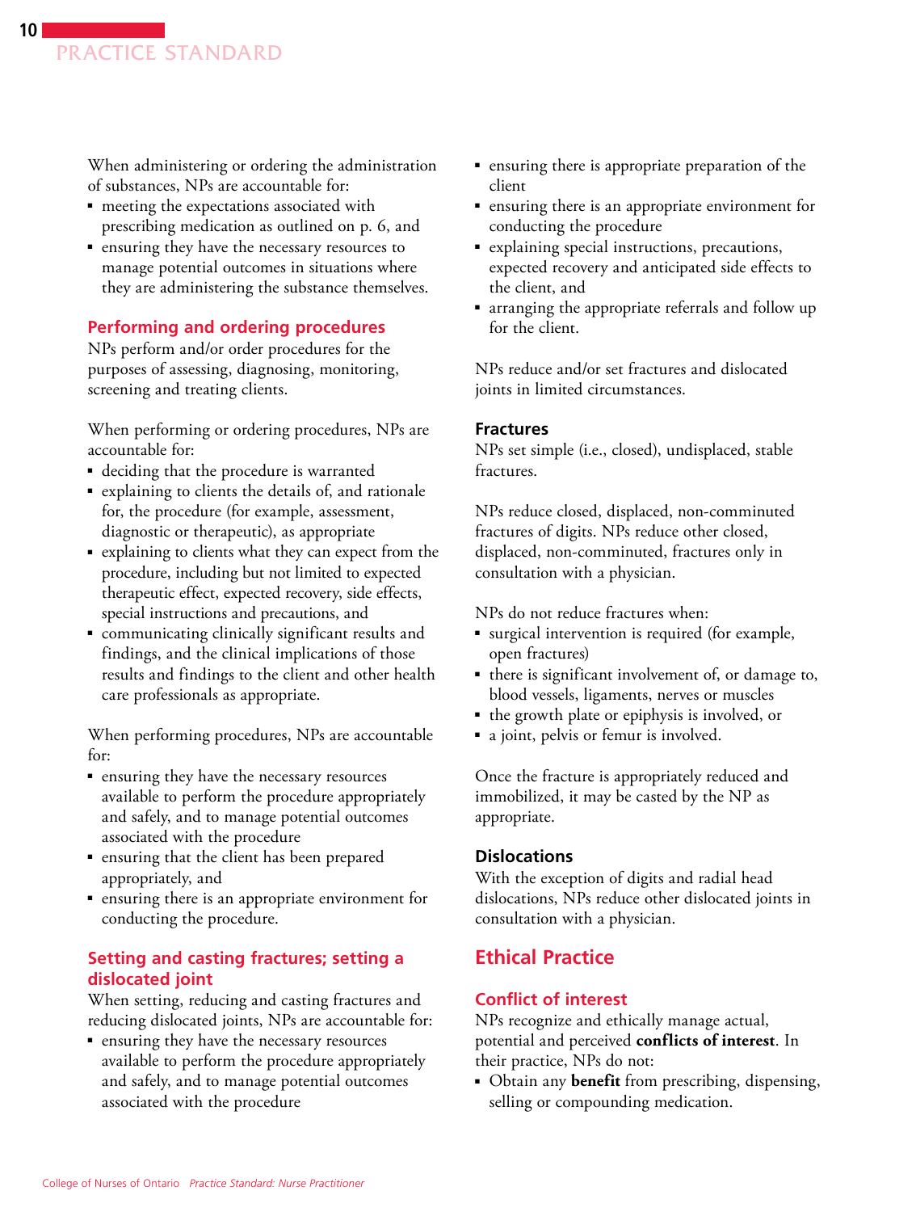When administering or ordering the administration of substances, NPs are accountable for:

- meeting the expectations associated with prescribing medication as outlined on p. 6, and
- ensuring they have the necessary resources to manage potential outcomes in situations where they are administering the substance themselves.

### Performing and ordering procedures

NPs perform and/or order procedures for the purposes of assessing, diagnosing, monitoring, screening and treating clients.

When performing or ordering procedures, NPs are accountable for:

- deciding that the procedure is warranted
- explaining to clients the details of, and rationale for, the procedure (for example, assessment, diagnostic or therapeutic), as appropriate
- explaining to clients what they can expect from the procedure, including but not limited to expected therapeutic effect, expected recovery, side effects, special instructions and precautions, and
- communicating clinically significant results and findings, and the clinical implications of those results and findings to the client and other health care professionals as appropriate.

When performing procedures, NPs are accountable for:

- ensuring they have the necessary resources available to perform the procedure appropriately and safely, and to manage potential outcomes associated with the procedure
- ensuring that the client has been prepared appropriately, and
- ensuring there is an appropriate environment for conducting the procedure.

### Setting and casting fractures; setting a dislocated joint

When setting, reducing and casting fractures and reducing dislocated joints, NPs are accountable for:

- ensuring they have the necessary resources available to perform the procedure appropriately and safely, and to manage potential outcomes associated with the procedure
- ensuring there is appropriate preparation of the client
- ensuring there is an appropriate environment for conducting the procedure
- explaining special instructions, precautions, expected recovery and anticipated side effects to the client, and
- arranging the appropriate referrals and follow up for the client.

NPs reduce and/or set fractures and dislocated joints in limited circumstances.

#### Fractures

NPs set simple (i.e., closed), undisplaced, stable fractures.

NPs reduce closed, displaced, non-comminuted fractures of digits. NPs reduce other closed, displaced, non-comminuted, fractures only in consultation with a physician.

NPs do not reduce fractures when:

- surgical intervention is required (for example, open fractures)
- there is significant involvement of, or damage to, blood vessels, ligaments, nerves or muscles
- the growth plate or epiphysis is involved, or
- a joint, pelvis or femur is involved.

Once the fracture is appropriately reduced and immobilized, it may be casted by the NP as appropriate.

#### Dislocations

With the exception of digits and radial head dislocations, NPs reduce other dislocated joints in consultation with a physician.

## Ethical Practice

### Conflict of interest

NPs recognize and ethically manage actual, potential and perceived **conflicts of interest**. In their practice, NPs do not:

- Obtain any **benefit** from prescribing, dispensing, selling or compounding medication.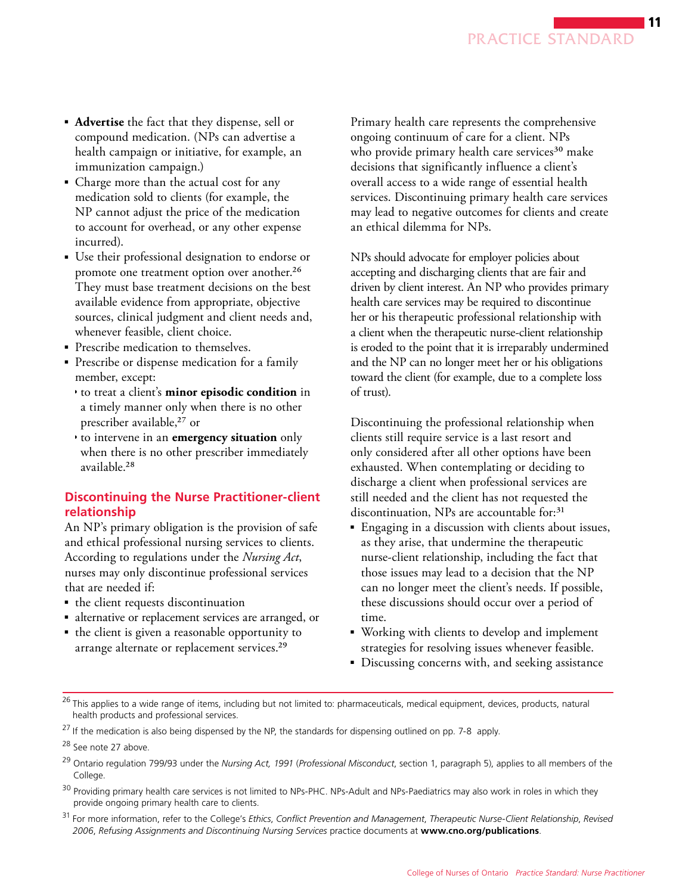- **Advertise** the fact that they dispense, sell or compound medication. (NPs can advertise a health campaign or initiative, for example, an immunization campaign.)
- Charge more than the actual cost for any medication sold to clients (for example, the NP cannot adjust the price of the medication to account for overhead, or any other expense incurred).
- Use their professional designation to endorse or promote one treatment option over another.[26] They must base treatment decisions on the best available evidence from appropriate, objective sources, clinical judgment and client needs and, whenever feasible, client choice.
- Prescribe medication to themselves.
- Prescribe or dispense medication for a family member, except:
  - to treat a client's **minor episodic condition** in a timely manner only when there is no other prescriber available,[27] or
  - to intervene in an **emergency situation** only when there is no other prescriber immediately available.[28]

## Discontinuing the Nurse Practitioner-client relationship

An NP's primary obligation is the provision of safe and ethical professional nursing services to clients. According to regulations under the *Nursing Act*, nurses may only discontinue professional services that are needed if:

- the client requests discontinuation
- alternative or replacement services are arranged, or
- the client is given a reasonable opportunity to arrange alternate or replacement services.[29]

Primary health care represents the comprehensive ongoing continuum of care for a client. NPs who provide primary health care services[30] make decisions that significantly influence a client's overall access to a wide range of essential health services. Discontinuing primary health care services may lead to negative outcomes for clients and create an ethical dilemma for NPs.

NPs should advocate for employer policies about accepting and discharging clients that are fair and driven by client interest. An NP who provides primary health care services may be required to discontinue her or his therapeutic professional relationship with a client when the therapeutic nurse-client relationship is eroded to the point that it is irreparably undermined and the NP can no longer meet her or his obligations toward the client (for example, due to a complete loss of trust).

Discontinuing the professional relationship when clients still require service is a last resort and only considered after all other options have been exhausted. When contemplating or deciding to discharge a client when professional services are still needed and the client has not requested the discontinuation, NPs are accountable for:[31]

- Engaging in a discussion with clients about issues, as they arise, that undermine the therapeutic nurse-client relationship, including the fact that those issues may lead to a decision that the NP can no longer meet the client's needs. If possible, these discussions should occur over a period of time.
- Working with clients to develop and implement strategies for resolving issues whenever feasible.
- Discussing concerns with, and seeking assistance

---

[26] This applies to a wide range of items, including but not limited to: pharmaceuticals, medical equipment, devices, products, natural health products and professional services.

[27] If the medication is also being dispensed by the NP, the standards for dispensing outlined on pp. 7-8 apply.

[28] See note 27 above.

[29] Ontario regulation 799/93 under the *Nursing Act, 1991* (*Professional Misconduct*, section 1, paragraph 5), applies to all members of the College.

[30] Providing primary health care services is not limited to NPs-PHC. NPs-Adult and NPs-Paediatrics may also work in roles in which they provide ongoing primary health care to clients.

[31] For more information, refer to the College's *Ethics*, *Conflict Prevention and Management*, *Therapeutic Nurse-Client Relationship*, *Revised 2006*, *Refusing Assignments and Discontinuing Nursing Services* practice documents at **www.cno.org/publications**.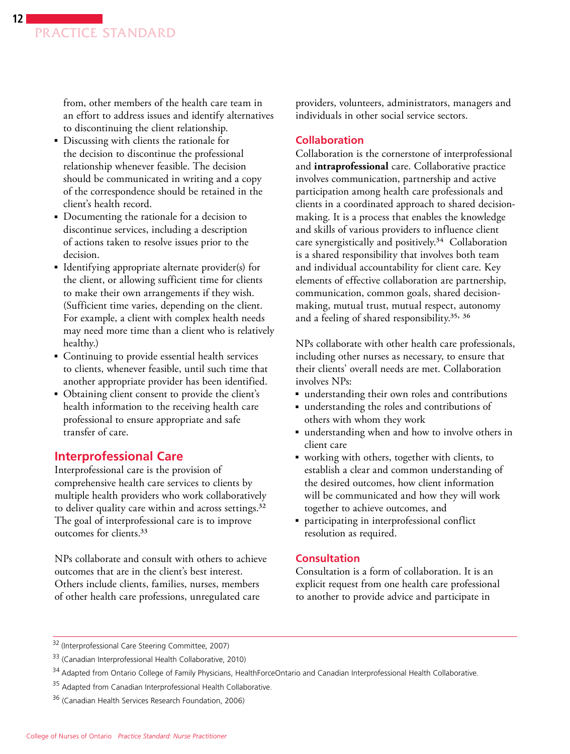from, other members of the health care team in an effort to address issues and identify alternatives to discontinuing the client relationship.

- Discussing with clients the rationale for the decision to discontinue the professional relationship whenever feasible. The decision should be communicated in writing and a copy of the correspondence should be retained in the client's health record.
- Documenting the rationale for a decision to discontinue services, including a description of actions taken to resolve issues prior to the decision.
- Identifying appropriate alternate provider(s) for the client, or allowing sufficient time for clients to make their own arrangements if they wish. (Sufficient time varies, depending on the client. For example, a client with complex health needs may need more time than a client who is relatively healthy.)
- Continuing to provide essential health services to clients, whenever feasible, until such time that another appropriate provider has been identified.
- Obtaining client consent to provide the client's health information to the receiving health care professional to ensure appropriate and safe transfer of care.

## Interprofessional Care

Interprofessional care is the provision of comprehensive health care services to clients by multiple health providers who work collaboratively to deliver quality care within and across settings.[32] The goal of interprofessional care is to improve outcomes for clients.[33]

NPs collaborate and consult with others to achieve outcomes that are in the client's best interest. Others include clients, families, nurses, members of other health care professions, unregulated care providers, volunteers, administrators, managers and individuals in other social service sectors.

### Collaboration

Collaboration is the cornerstone of interprofessional and **intraprofessional** care. Collaborative practice involves communication, partnership and active participation among health care professionals and clients in a coordinated approach to shared decision-making. It is a process that enables the knowledge and skills of various providers to influence client care synergistically and positively.[34] Collaboration is a shared responsibility that involves both team and individual accountability for client care. Key elements of effective collaboration are partnership, communication, common goals, shared decision-making, mutual trust, mutual respect, autonomy and a feeling of shared responsibility.[35, 36]

NPs collaborate with other health care professionals, including other nurses as necessary, to ensure that their clients' overall needs are met. Collaboration involves NPs:

- understanding their own roles and contributions
- understanding the roles and contributions of others with whom they work
- understanding when and how to involve others in client care
- working with others, together with clients, to establish a clear and common understanding of the desired outcomes, how client information will be communicated and how they will work together to achieve outcomes, and
- participating in interprofessional conflict resolution as required.

### Consultation

Consultation is a form of collaboration. It is an explicit request from one health care professional to another to provide advice and participate in

---

[32] (Interprofessional Care Steering Committee, 2007)

[33] (Canadian Interprofessional Health Collaborative, 2010)

[34] Adapted from Ontario College of Family Physicians, HealthForceOntario and Canadian Interprofessional Health Collaborative.

[35] Adapted from Canadian Interprofessional Health Collaborative.

[36] (Canadian Health Services Research Foundation, 2006)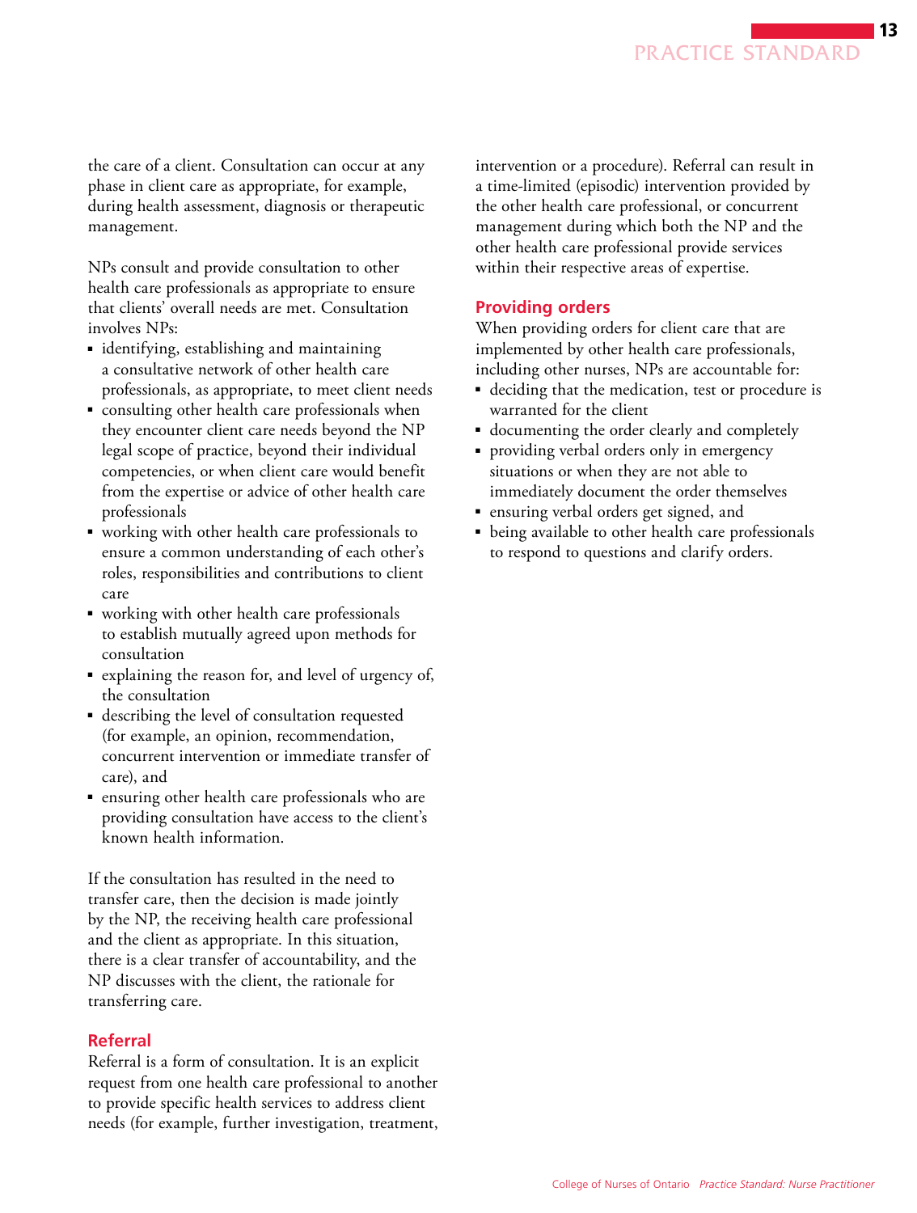the care of a client. Consultation can occur at any phase in client care as appropriate, for example, during health assessment, diagnosis or therapeutic management.

NPs consult and provide consultation to other health care professionals as appropriate to ensure that clients' overall needs are met. Consultation involves NPs:

- identifying, establishing and maintaining a consultative network of other health care professionals, as appropriate, to meet client needs
- consulting other health care professionals when they encounter client care needs beyond the NP legal scope of practice, beyond their individual competencies, or when client care would benefit from the expertise or advice of other health care professionals
- working with other health care professionals to ensure a common understanding of each other's roles, responsibilities and contributions to client care
- working with other health care professionals to establish mutually agreed upon methods for consultation
- explaining the reason for, and level of urgency of, the consultation
- describing the level of consultation requested (for example, an opinion, recommendation, concurrent intervention or immediate transfer of care), and
- ensuring other health care professionals who are providing consultation have access to the client's known health information.

If the consultation has resulted in the need to transfer care, then the decision is made jointly by the NP, the receiving health care professional and the client as appropriate. In this situation, there is a clear transfer of accountability, and the NP discusses with the client, the rationale for transferring care.

### Referral

Referral is a form of consultation. It is an explicit request from one health care professional to another to provide specific health services to address client needs (for example, further investigation, treatment, intervention or a procedure). Referral can result in a time-limited (episodic) intervention provided by the other health care professional, or concurrent management during which both the NP and the other health care professional provide services within their respective areas of expertise.

### Providing orders

When providing orders for client care that are implemented by other health care professionals, including other nurses, NPs are accountable for:

- deciding that the medication, test or procedure is warranted for the client
- documenting the order clearly and completely
- providing verbal orders only in emergency situations or when they are not able to immediately document the order themselves
- ensuring verbal orders get signed, and
- being available to other health care professionals to respond to questions and clarify orders.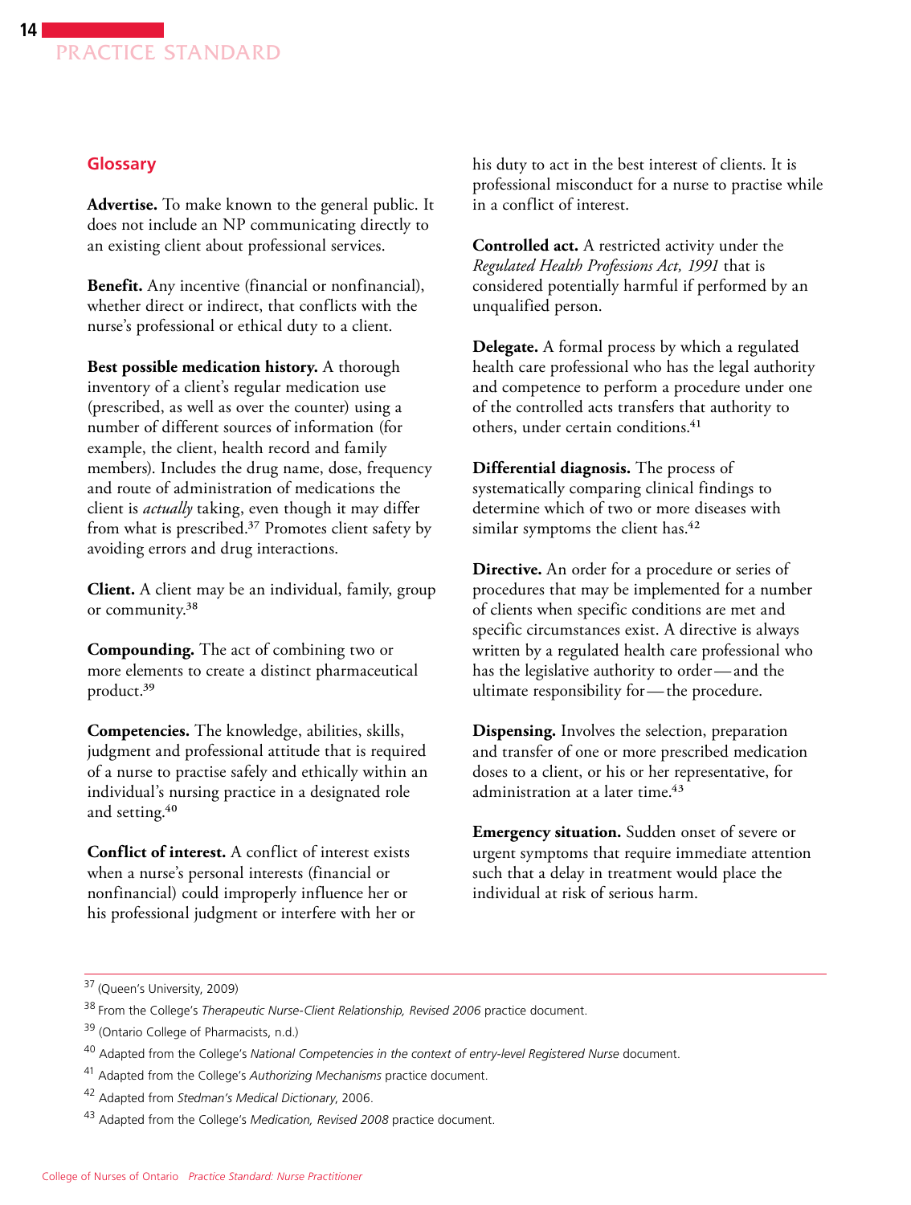## Glossary

**Advertise.** To make known to the general public. It does not include an NP communicating directly to an existing client about professional services.

**Benefit.** Any incentive (financial or nonfinancial), whether direct or indirect, that conflicts with the nurse's professional or ethical duty to a client.

**Best possible medication history.** A thorough inventory of a client's regular medication use (prescribed, as well as over the counter) using a number of different sources of information (for example, the client, health record and family members). Includes the drug name, dose, frequency and route of administration of medications the client is *actually* taking, even though it may differ from what is prescribed.[37] Promotes client safety by avoiding errors and drug interactions.

**Client.** A client may be an individual, family, group or community.[38]

**Compounding.** The act of combining two or more elements to create a distinct pharmaceutical product.[39]

**Competencies.** The knowledge, abilities, skills, judgment and professional attitude that is required of a nurse to practise safely and ethically within an individual's nursing practice in a designated role and setting.[40]

**Conflict of interest.** A conflict of interest exists when a nurse's personal interests (financial or nonfinancial) could improperly influence her or his professional judgment or interfere with her or his duty to act in the best interest of clients. It is professional misconduct for a nurse to practise while in a conflict of interest.

**Controlled act.** A restricted activity under the *Regulated Health Professions Act, 1991* that is considered potentially harmful if performed by an unqualified person.

**Delegate.** A formal process by which a regulated health care professional who has the legal authority and competence to perform a procedure under one of the controlled acts transfers that authority to others, under certain conditions.[41]

**Differential diagnosis.** The process of systematically comparing clinical findings to determine which of two or more diseases with similar symptoms the client has.[42]

**Directive.** An order for a procedure or series of procedures that may be implemented for a number of clients when specific conditions are met and specific circumstances exist. A directive is always written by a regulated health care professional who has the legislative authority to order—and the ultimate responsibility for—the procedure.

**Dispensing.** Involves the selection, preparation and transfer of one or more prescribed medication doses to a client, or his or her representative, for administration at a later time.[43]

**Emergency situation.** Sudden onset of severe or urgent symptoms that require immediate attention such that a delay in treatment would place the individual at risk of serious harm.

---

[37] (Queen's University, 2009)

[38] From the College's *Therapeutic Nurse-Client Relationship, Revised 2006* practice document.

[39] (Ontario College of Pharmacists, n.d.)

[40] Adapted from the College's *National Competencies in the context of entry-level Registered Nurse* document.

[41] Adapted from the College's *Authorizing Mechanisms* practice document.

[42] Adapted from *Stedman's Medical Dictionary*, 2006.

[43] Adapted from the College's *Medication, Revised 2008* practice document.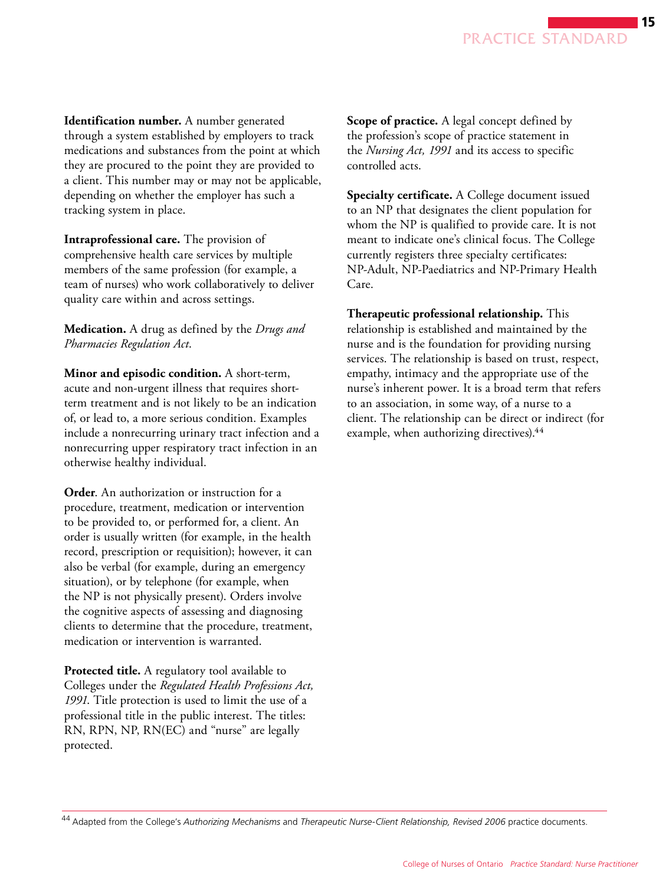**Identification number.** A number generated through a system established by employers to track medications and substances from the point at which they are procured to the point they are provided to a client. This number may or may not be applicable, depending on whether the employer has such a tracking system in place.

**Intraprofessional care.** The provision of comprehensive health care services by multiple members of the same profession (for example, a team of nurses) who work collaboratively to deliver quality care within and across settings.

**Medication.** A drug as defined by the *Drugs and Pharmacies Regulation Act*.

**Minor and episodic condition.** A short-term, acute and non-urgent illness that requires short-term treatment and is not likely to be an indication of, or lead to, a more serious condition. Examples include a nonrecurring urinary tract infection and a nonrecurring upper respiratory tract infection in an otherwise healthy individual.

**Order**. An authorization or instruction for a procedure, treatment, medication or intervention to be provided to, or performed for, a client. An order is usually written (for example, in the health record, prescription or requisition); however, it can also be verbal (for example, during an emergency situation), or by telephone (for example, when the NP is not physically present). Orders involve the cognitive aspects of assessing and diagnosing clients to determine that the procedure, treatment, medication or intervention is warranted.

**Protected title.** A regulatory tool available to Colleges under the *Regulated Health Professions Act, 1991*. Title protection is used to limit the use of a professional title in the public interest. The titles: RN, RPN, NP, RN(EC) and "nurse" are legally protected.

**Scope of practice.** A legal concept defined by the profession's scope of practice statement in the *Nursing Act, 1991* and its access to specific controlled acts.

**Specialty certificate.** A College document issued to an NP that designates the client population for whom the NP is qualified to provide care. It is not meant to indicate one's clinical focus. The College currently registers three specialty certificates: NP-Adult, NP-Paediatrics and NP-Primary Health Care.

**Therapeutic professional relationship.** This relationship is established and maintained by the nurse and is the foundation for providing nursing services. The relationship is based on trust, respect, empathy, intimacy and the appropriate use of the nurse's inherent power. It is a broad term that refers to an association, in some way, of a nurse to a client. The relationship can be direct or indirect (for example, when authorizing directives).[44]

---

[44] Adapted from the College's *Authorizing Mechanisms* and *Therapeutic Nurse-Client Relationship, Revised 2006* practice documents.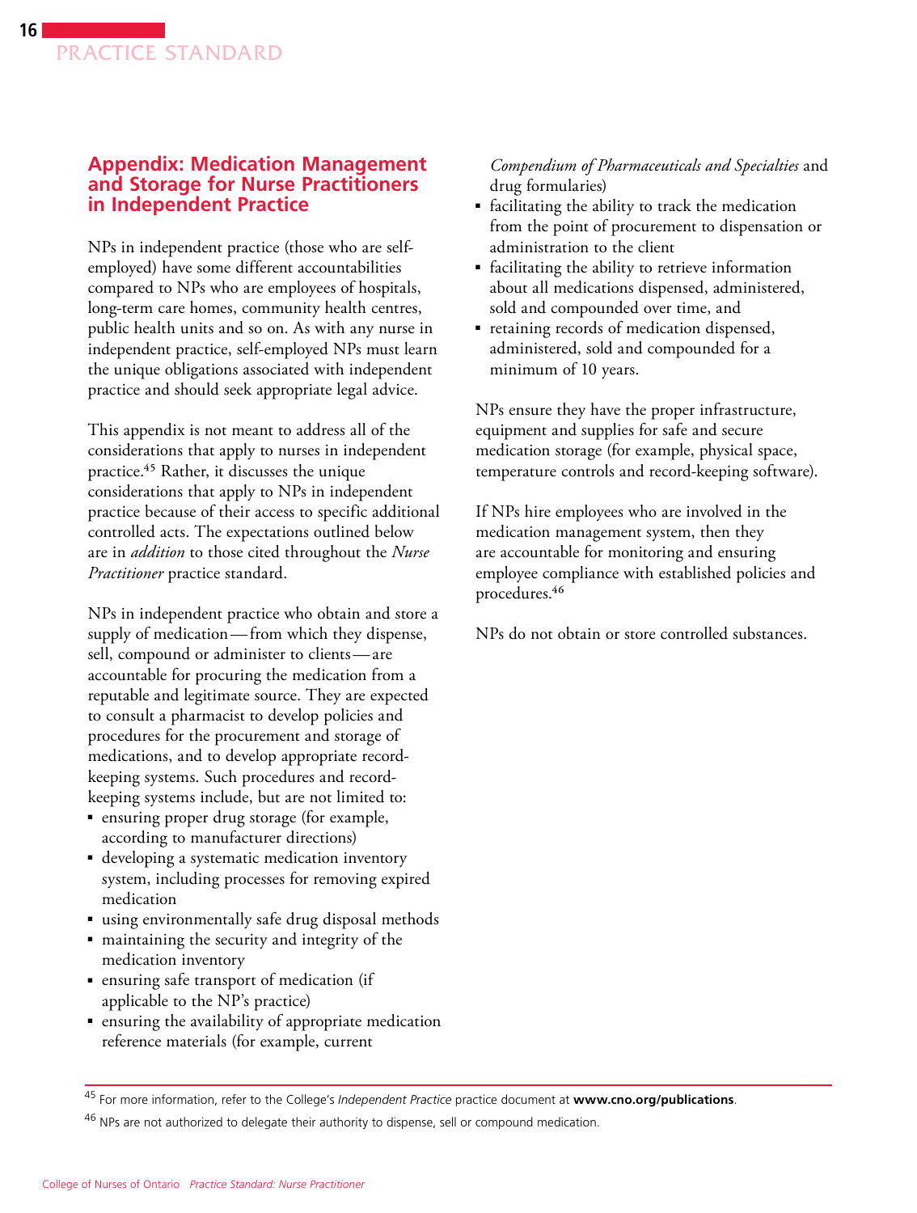## Appendix: Medication Management and Storage for Nurse Practitioners in Independent Practice

NPs in independent practice (those who are self-employed) have some different accountabilities compared to NPs who are employees of hospitals, long-term care homes, community health centres, public health units and so on. As with any nurse in independent practice, self-employed NPs must learn the unique obligations associated with independent practice and should seek appropriate legal advice.

This appendix is not meant to address all of the considerations that apply to nurses in independent practice.[45] Rather, it discusses the unique considerations that apply to NPs in independent practice because of their access to specific additional controlled acts. The expectations outlined below are in *addition* to those cited throughout the *Nurse Practitioner* practice standard.

NPs in independent practice who obtain and store a supply of medication — from which they dispense, sell, compound or administer to clients — are accountable for procuring the medication from a reputable and legitimate source. They are expected to consult a pharmacist to develop policies and procedures for the procurement and storage of medications, and to develop appropriate record-keeping systems. Such procedures and record-keeping systems include, but are not limited to:

- ensuring proper drug storage (for example, according to manufacturer directions)
- developing a systematic medication inventory system, including processes for removing expired medication
- using environmentally safe drug disposal methods
- maintaining the security and integrity of the medication inventory
- ensuring safe transport of medication (if applicable to the NP's practice)
- ensuring the availability of appropriate medication reference materials (for example, current *Compendium of Pharmaceuticals and Specialties* and drug formularies)
- facilitating the ability to track the medication from the point of procurement to dispensation or administration to the client
- facilitating the ability to retrieve information about all medications dispensed, administered, sold and compounded over time, and
- retaining records of medication dispensed, administered, sold and compounded for a minimum of 10 years.

NPs ensure they have the proper infrastructure, equipment and supplies for safe and secure medication storage (for example, physical space, temperature controls and record-keeping software).

If NPs hire employees who are involved in the medication management system, then they are accountable for monitoring and ensuring employee compliance with established policies and procedures.[46]

NPs do not obtain or store controlled substances.

---

[45] For more information, refer to the College's *Independent Practice* practice document at **www.cno.org/publications**.

[46] NPs are not authorized to delegate their authority to dispense, sell or compound medication.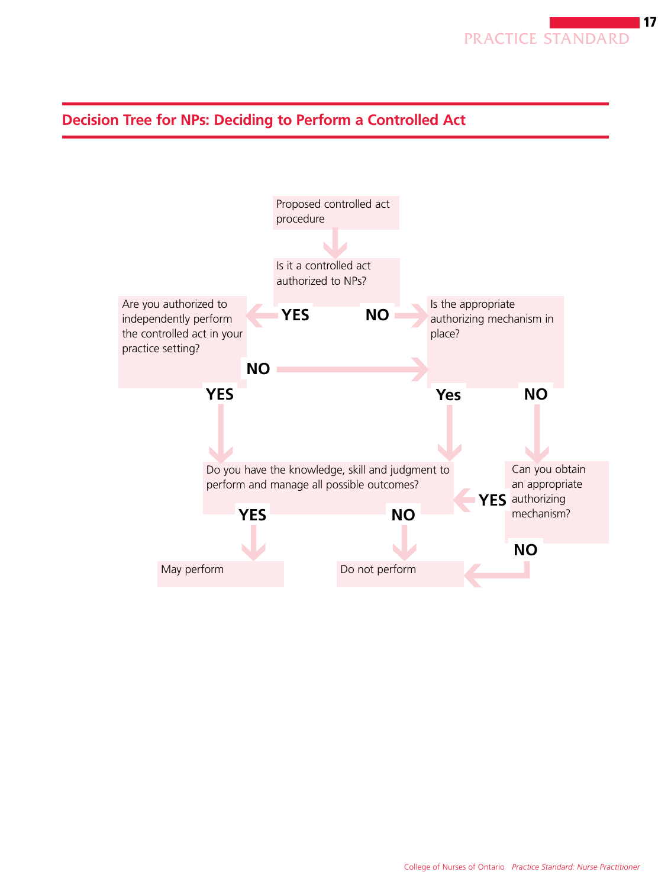## Decision Tree for NPs: Deciding to Perform a Controlled Act

Proposed controlled act procedure

↓

Is it a controlled act authorized to NPs?

- **YES** → Are you authorized to independently perform the controlled act in your practice setting?
  - **YES** → Do you have the knowledge, skill and judgment to perform and manage all possible outcomes?
  - **NO** → Is the appropriate authorizing mechanism in place?
- **NO** → Is the appropriate authorizing mechanism in place?
  - **Yes** → Do you have the knowledge, skill and judgment to perform and manage all possible outcomes?
  - **NO** → Can you obtain an appropriate authorizing mechanism?
    - **YES** → Do you have the knowledge, skill and judgment to perform and manage all possible outcomes?
    - **NO** → Do not perform

Do you have the knowledge, skill and judgment to perform and manage all possible outcomes?

- **YES** → May perform
- **NO** → Do not perform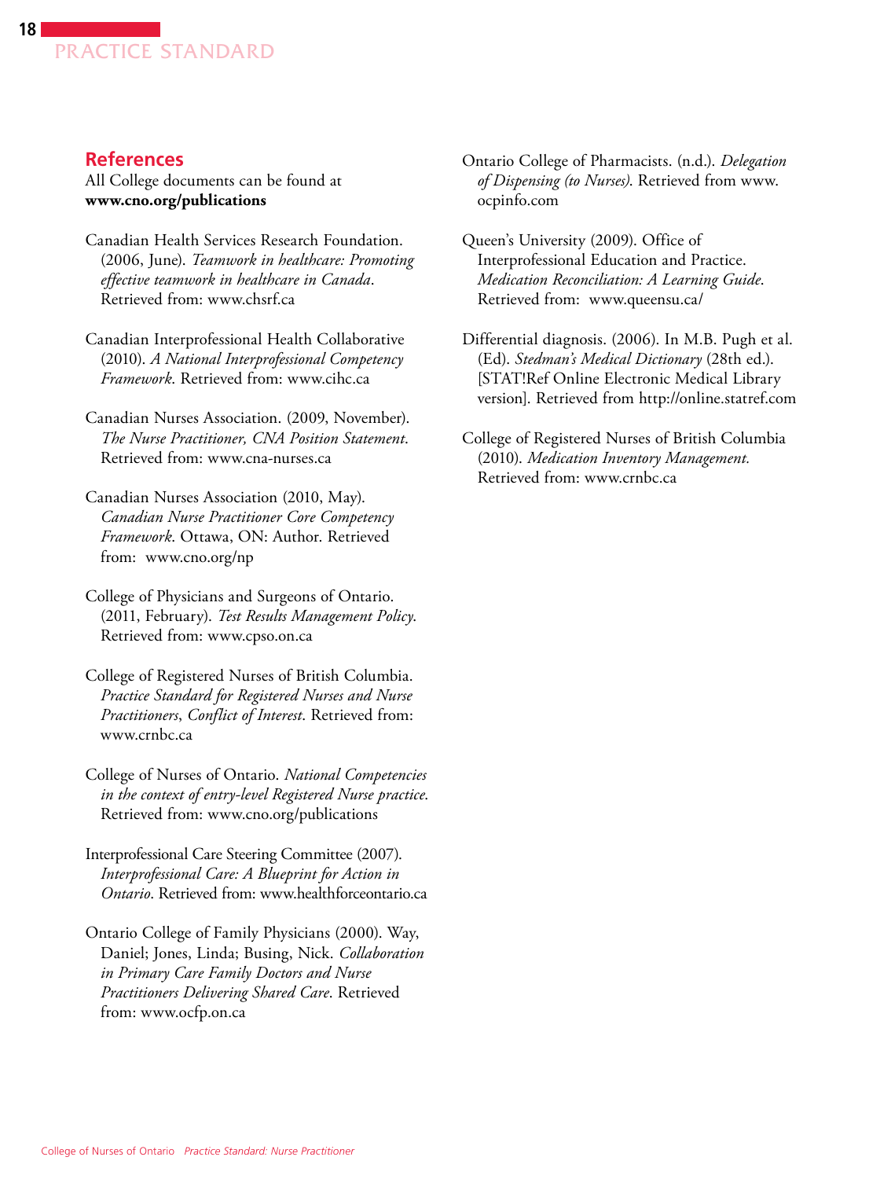## References

All College documents can be found at **www.cno.org/publications**

Canadian Health Services Research Foundation. (2006, June). *Teamwork in healthcare: Promoting effective teamwork in healthcare in Canada*. Retrieved from: www.chsrf.ca

Canadian Interprofessional Health Collaborative (2010). *A National Interprofessional Competency Framework*. Retrieved from: www.cihc.ca

Canadian Nurses Association. (2009, November). *The Nurse Practitioner, CNA Position Statement*. Retrieved from: www.cna-nurses.ca

Canadian Nurses Association (2010, May). *Canadian Nurse Practitioner Core Competency Framework*. Ottawa, ON: Author. Retrieved from: www.cno.org/np

College of Physicians and Surgeons of Ontario. (2011, February). *Test Results Management Policy*. Retrieved from: www.cpso.on.ca

College of Registered Nurses of British Columbia. *Practice Standard for Registered Nurses and Nurse Practitioners*, *Conflict of Interest*. Retrieved from: www.crnbc.ca

College of Nurses of Ontario. *National Competencies in the context of entry-level Registered Nurse practice*. Retrieved from: www.cno.org/publications

Interprofessional Care Steering Committee (2007). *Interprofessional Care: A Blueprint for Action in Ontario*. Retrieved from: www.healthforceontario.ca

Ontario College of Family Physicians (2000). Way, Daniel; Jones, Linda; Busing, Nick. *Collaboration in Primary Care Family Doctors and Nurse Practitioners Delivering Shared Care*. Retrieved from: www.ocfp.on.ca

Ontario College of Pharmacists. (n.d.). *Delegation of Dispensing (to Nurses)*. Retrieved from www.ocpinfo.com

Queen's University (2009). Office of Interprofessional Education and Practice. *Medication Reconciliation: A Learning Guide*. Retrieved from: www.queensu.ca/

Differential diagnosis. (2006). In M.B. Pugh et al. (Ed). *Stedman's Medical Dictionary* (28th ed.). [STAT!Ref Online Electronic Medical Library version]. Retrieved from http://online.statref.com

College of Registered Nurses of British Columbia (2010). *Medication Inventory Management.* Retrieved from: www.crnbc.ca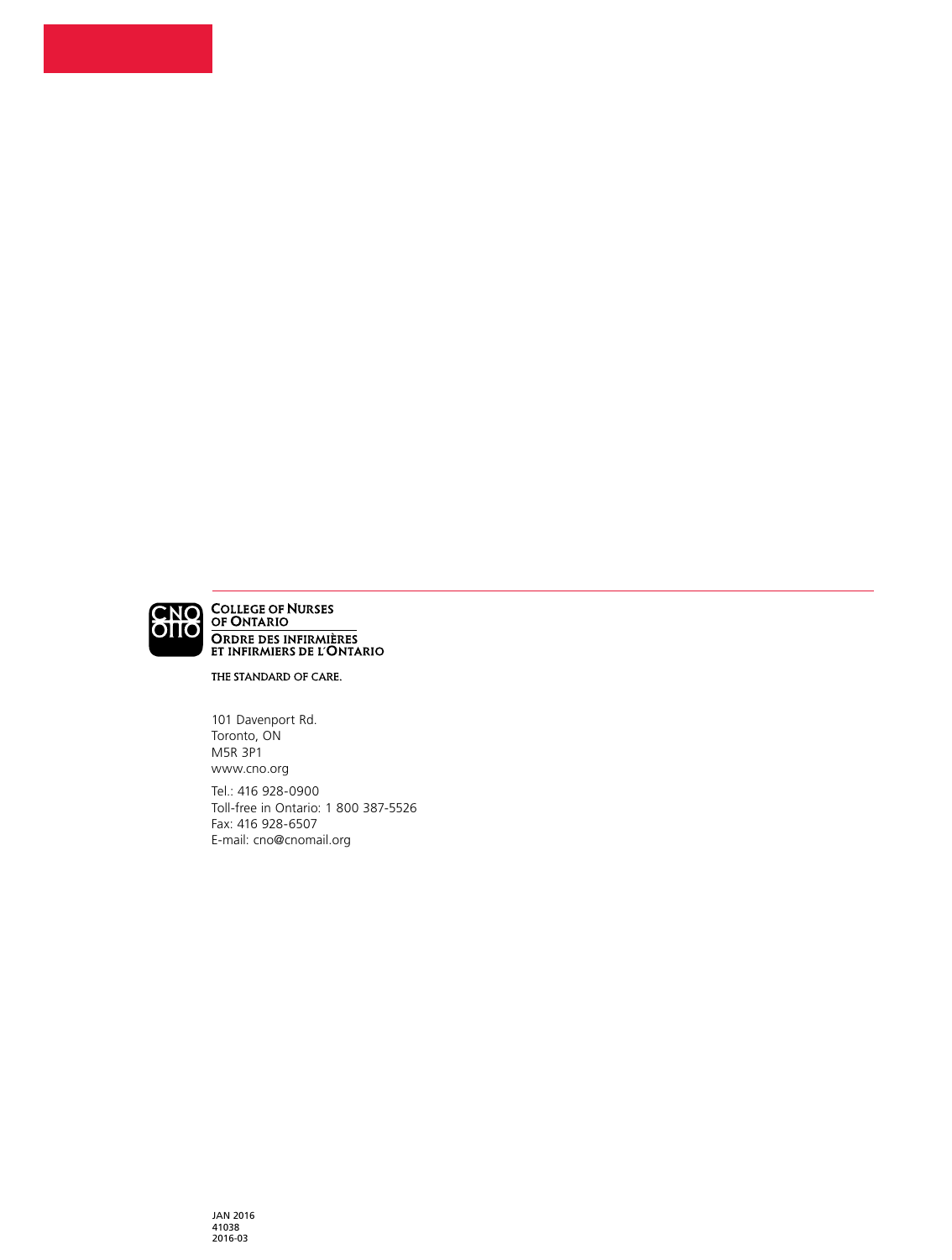College of Nurses of Ontario

Ordre des infirmières et infirmiers de l'Ontario

THE STANDARD OF CARE.

101 Davenport Rd.
Toronto, ON
M5R 3P1
www.cno.org

Tel.: 416 928-0900
Toll-free in Ontario: 1 800 387-5526
Fax: 416 928-6507
E-mail: cno@cnomail.org

JAN 2016
41038
2016-03